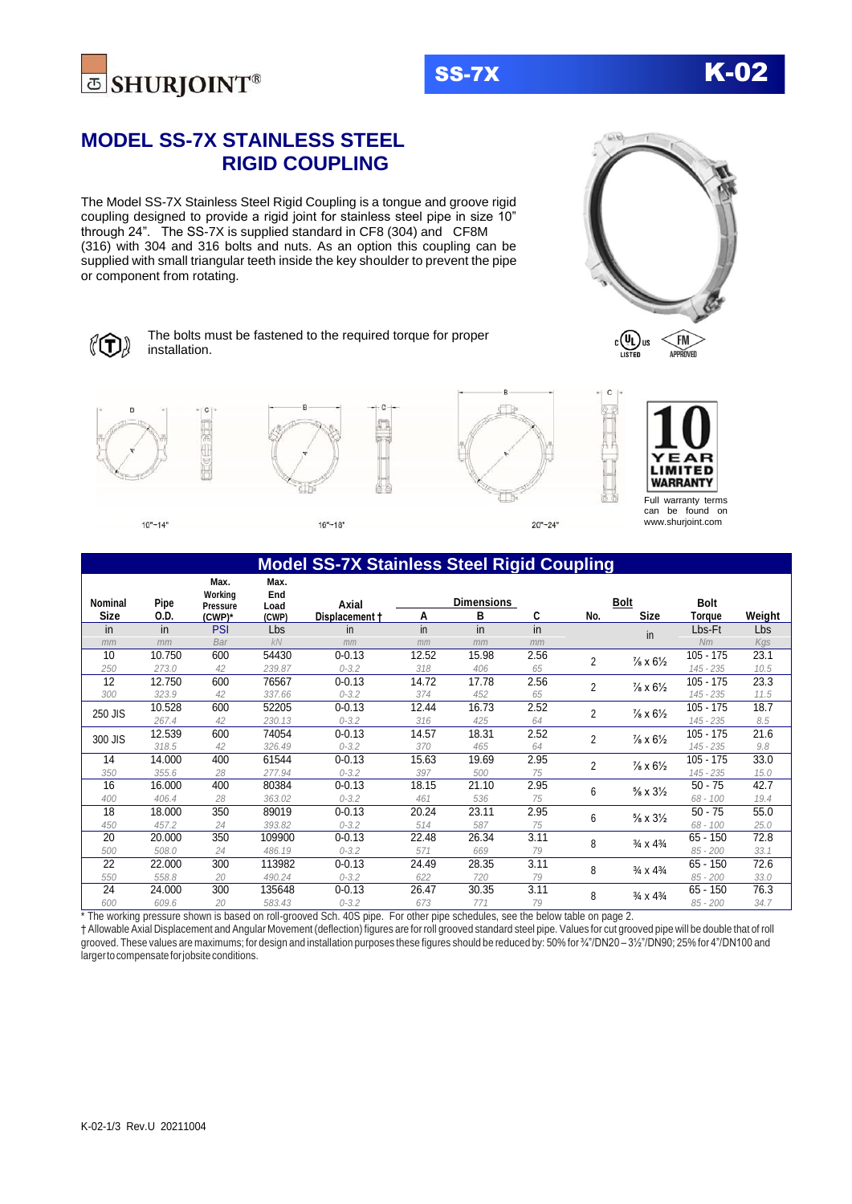# MODEL SS-7X STAINLESS STEEL RIGID COUPLING

The Model SS-7X Stainless Steel Rigid Coupling is a tongue and groove rigid coupling designed to provide a rigid joint for stainless steel pipe in size 10" through 24". The SS-7X is supplied standard in CF8 (304) and CF8M (316) with 304 and 316 bolts and nuts. As an option this coupling can be supplied with small triangular teeth inside the key shoulder to prevent the pipe or component from rotating.

The bolts must be fastened to the required torque for proper installation.

10"~14" 16"~18" 20"~24"

10 YEAR LIMITED WARRANTY

Full warranty terms can be found on www.shurjoint.com

## Model SS-7X Stainless Steel Rigid Coupling

| Nominal Size | Pipe O.D. | Max. Working Pressure (CWP)* | Max. End Load (CWP) | Axial Displacement † | Dimensions A | Dimensions B | Dimensions C | Bolt No. | Bolt Size | Bolt Torque | Weight |
|---|---|---|---|---|---|---|---|---|---|---|---|
| in | in | PSI | Lbs | in | in | in | in | | in | Lbs-Ft | Lbs |
| mm | mm | Bar | kN | mm | mm | mm | mm | | | Nm | Kgs |
| 10 | 10.750 | 600 | 54430 | 0-0.13 | 12.52 | 15.98 | 2.56 | 2 | ⅞ x 6½ | 105 - 175 | 23.1 |
| 250 | 273.0 | 42 | 239.87 | 0-3.2 | 318 | 406 | 65 | | | 145 - 235 | 10.5 |
| 12 | 12.750 | 600 | 76567 | 0-0.13 | 14.72 | 17.78 | 2.56 | 2 | ⅞ x 6½ | 105 - 175 | 23.3 |
| 300 | 323.9 | 42 | 337.66 | 0-3.2 | 374 | 452 | 65 | | | 145 - 235 | 11.5 |
| 250 JIS | 10.528 | 600 | 52205 | 0-0.13 | 12.44 | 16.73 | 2.52 | 2 | ⅞ x 6½ | 105 - 175 | 18.7 |
| | 267.4 | 42 | 230.13 | 0-3.2 | 316 | 425 | 64 | | | 145 - 235 | 8.5 |
| 300 JIS | 12.539 | 600 | 74054 | 0-0.13 | 14.57 | 18.31 | 2.52 | 2 | ⅞ x 6½ | 105 - 175 | 21.6 |
| | 318.5 | 42 | 326.49 | 0-3.2 | 370 | 465 | 64 | | | 145 - 235 | 9.8 |
| 14 | 14.000 | 400 | 61544 | 0-0.13 | 15.63 | 19.69 | 2.95 | 2 | ⅞ x 6½ | 105 - 175 | 33.0 |
| 350 | 355.6 | 28 | 277.94 | 0-3.2 | 397 | 500 | 75 | | | 145 - 235 | 15.0 |
| 16 | 16.000 | 400 | 80384 | 0-0.13 | 18.15 | 21.10 | 2.95 | 6 | ⅝ x 3½ | 50 - 75 | 42.7 |
| 400 | 406.4 | 28 | 363.02 | 0-3.2 | 461 | 536 | 75 | | | 68 - 100 | 19.4 |
| 18 | 18.000 | 350 | 89019 | 0-0.13 | 20.24 | 23.11 | 2.95 | 6 | ⅝ x 3½ | 50 - 75 | 55.0 |
| 450 | 457.2 | 24 | 393.82 | 0-3.2 | 514 | 587 | 75 | | | 68 - 100 | 25.0 |
| 20 | 20.000 | 350 | 109900 | 0-0.13 | 22.48 | 26.34 | 3.11 | 8 | ¾ x 4¾ | 65 - 150 | 72.8 |
| 500 | 508.0 | 24 | 486.19 | 0-3.2 | 571 | 669 | 79 | | | 85 - 200 | 33.1 |
| 22 | 22.000 | 300 | 113982 | 0-0.13 | 24.49 | 28.35 | 3.11 | 8 | ¾ x 4¾ | 65 - 150 | 72.6 |
| 550 | 558.8 | 20 | 490.24 | 0-3.2 | 622 | 720 | 79 | | | 85 - 200 | 33.0 |
| 24 | 24.000 | 300 | 135648 | 0-0.13 | 26.47 | 30.35 | 3.11 | 8 | ¾ x 4¾ | 65 - 150 | 76.3 |
| 600 | 609.6 | 20 | 583.43 | 0-3.2 | 673 | 771 | 79 | | | 85 - 200 | 34.7 |

* The working pressure shown is based on roll-grooved Sch. 40S pipe. For other pipe schedules, see the below table on page 2.

† Allowable Axial Displacement and Angular Movement (deflection) figures are for roll grooved standard steel pipe. Values for cut grooved pipe will be double that of roll grooved. These values are maximums; for design and installation purposes these figures should be reduced by: 50% for ¾"/DN20 – 3½"/DN90; 25% for 4"/DN100 and larger to compensate for jobsite conditions.

K-02-1/3 Rev.U 20211004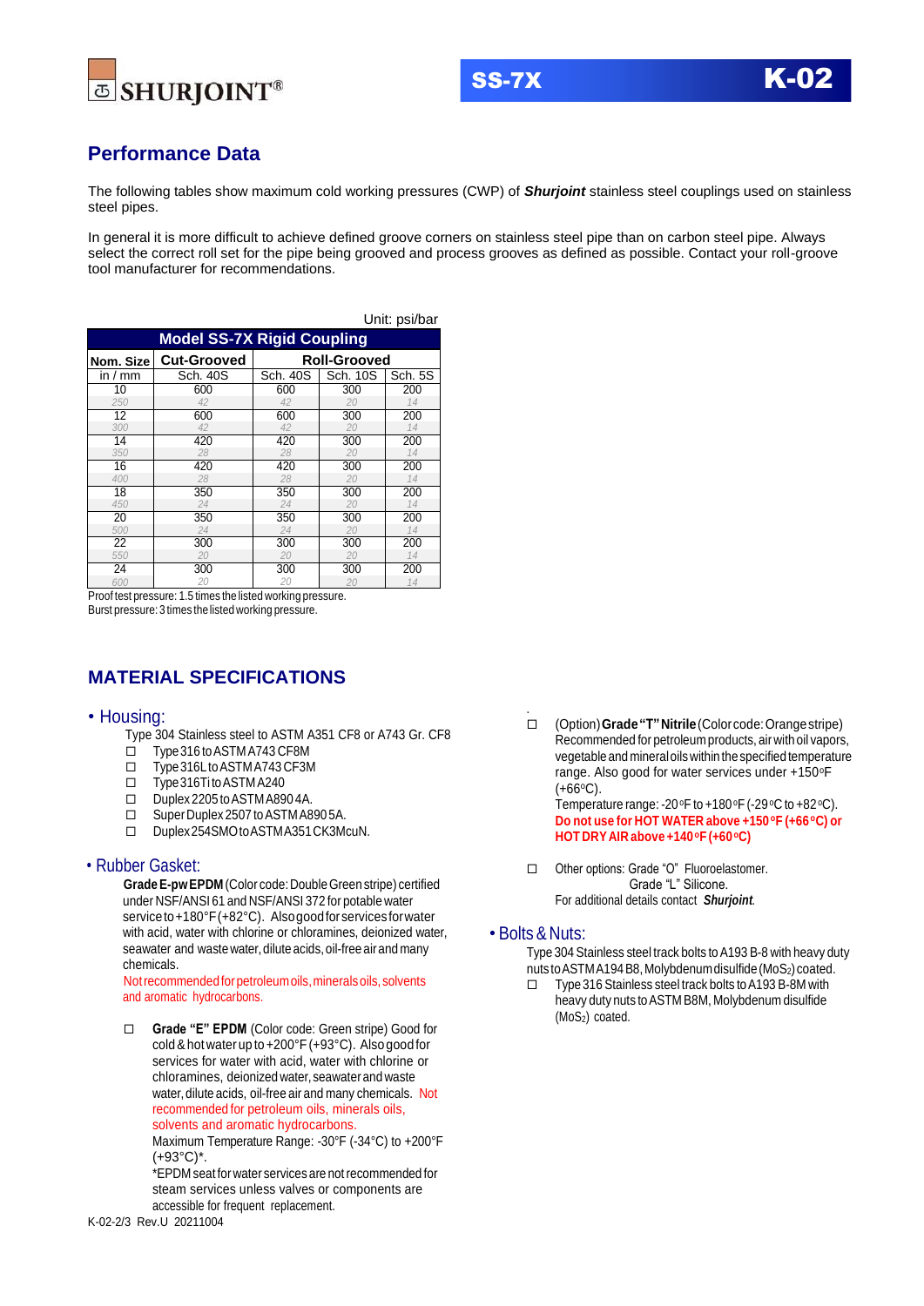## Performance Data

The following tables show maximum cold working pressures (CWP) of ***Shurjoint*** stainless steel couplings used on stainless steel pipes.

In general it is more difficult to achieve defined groove corners on stainless steel pipe than on carbon steel pipe. Always select the correct roll set for the pipe being grooved and process grooves as defined as possible. Contact your roll-groove tool manufacturer for recommendations.

Unit: psi/bar

| Model SS-7X Rigid Coupling | | | | |
|---|---|---|---|---|
| **Nom. Size** | **Cut-Grooved** | **Roll-Grooved** | | |
| in / mm | Sch. 40S | Sch. 40S | Sch. 10S | Sch. 5S |
| 10 / 250 | 600 / 42 | 600 / 42 | 300 / 20 | 200 / 14 |
| 12 / 300 | 600 / 42 | 600 / 42 | 300 / 20 | 200 / 14 |
| 14 / 350 | 420 / 28 | 420 / 28 | 300 / 20 | 200 / 14 |
| 16 / 400 | 420 / 28 | 420 / 28 | 300 / 20 | 200 / 14 |
| 18 / 450 | 350 / 24 | 350 / 24 | 300 / 20 | 200 / 14 |
| 20 / 500 | 350 / 24 | 350 / 24 | 300 / 20 | 200 / 14 |
| 22 / 550 | 300 / 20 | 300 / 20 | 300 / 20 | 200 / 14 |
| 24 / 600 | 300 / 20 | 300 / 20 | 300 / 20 | 200 / 14 |

Proof test pressure: 1.5 times the listed working pressure.
Burst pressure: 3 times the listed working pressure.

## MATERIAL SPECIFICATIONS

### • Housing:

Type 304 Stainless steel to ASTM A351 CF8 or A743 Gr. CF8

- ☐ Type 316 to ASTM A743 CF8M
- ☐ Type 316L to ASTM A743 CF3M
- ☐ Type 316Ti to ASTM A240
- ☐ Duplex 2205 to ASTM A890 4A.
- ☐ Super Duplex 2507 to ASTM A890 5A.
- ☐ Duplex 254SMO to ASTM A351 CK3McuN.

### • Rubber Gasket:

**Grade E-pw EPDM** (Color code: Double Green stripe) certified under NSF/ANSI 61 and NSF/ANSI 372 for potable water service to +180°F (+82°C). Also good for services for water with acid, water with chlorine or chloramines, deionized water, seawater and waste water, dilute acids, oil-free air and many chemicals.
Not recommended for petroleum oils, minerals oils, solvents and aromatic hydrocarbons.

- ☐ **Grade "E" EPDM** (Color code: Green stripe) Good for cold & hot water up to +200°F (+93°C). Also good for services for water with acid, water with chlorine or chloramines, deionized water, seawater and waste water, dilute acids, oil-free air and many chemicals. Not recommended for petroleum oils, minerals oils, solvents and aromatic hydrocarbons.
  Maximum Temperature Range: -30°F (-34°C) to +200°F (+93°C)*.
  *EPDM seat for water services are not recommended for steam services unless valves or components are accessible for frequent replacement.

- ☐ (Option) **Grade "T" Nitrile** (Color code: Orange stripe) Recommended for petroleum products, air with oil vapors, vegetable and mineral oils within the specified temperature range. Also good for water services under +150°F (+66°C).
  Temperature range: -20°F to +180°F (-29°C to +82°C).
  **Do not use for HOT WATER above +150°F (+66°C) or HOT DRY AIR above +140°F (+60°C)**

- ☐ Other options: Grade "O" Fluoroelastomer.
  Grade "L" Silicone.
  For additional details contact ***Shurjoint***.

### • Bolts & Nuts:

Type 304 Stainless steel track bolts to A193 B-8 with heavy duty nuts to ASTM A194 B8, Molybdenum disulfide ($MoS_2$) coated.

- ☐ Type 316 Stainless steel track bolts to A193 B-8M with heavy duty nuts to ASTM B8M, Molybdenum disulfide ($MoS_2$) coated.

K-02-2/3 Rev.U 20211004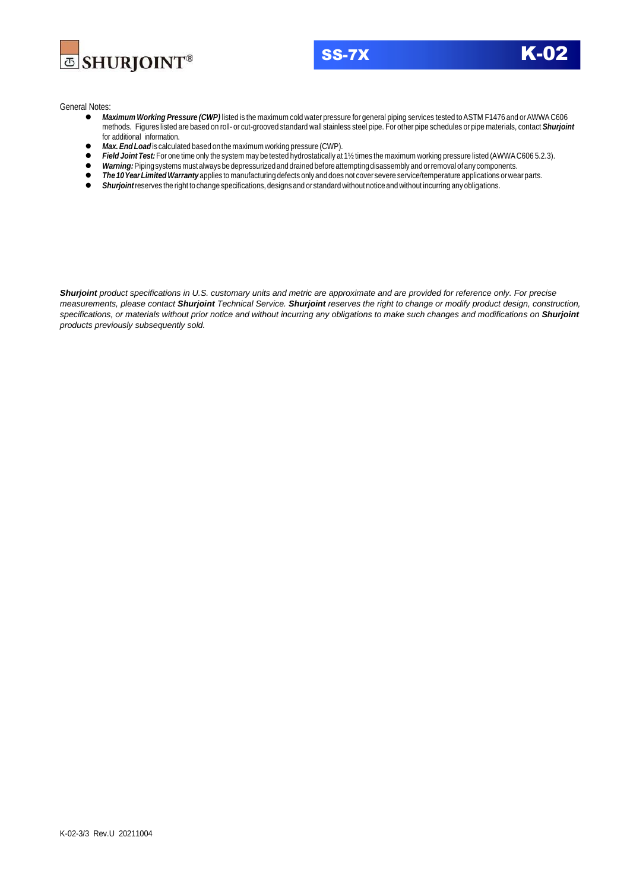General Notes:

- ***Maximum Working Pressure (CWP)*** listed is the maximum cold water pressure for general piping services tested to ASTM F1476 and or AWWA C606 methods. Figures listed are based on roll- or cut-grooved standard wall stainless steel pipe. For other pipe schedules or pipe materials, contact ***Shurjoint*** for additional information.
- ***Max. End Load*** is calculated based on the maximum working pressure (CWP).
- ***Field Joint Test:*** For one time only the system may be tested hydrostatically at 1½ times the maximum working pressure listed (AWWA C606 5.2.3).
- ***Warning:*** Piping systems must always be depressurized and drained before attempting disassembly and or removal of any components.
- ***The 10 Year Limited Warranty*** applies to manufacturing defects only and does not cover severe service/temperature applications or wear parts.
- ***Shurjoint*** reserves the right to change specifications, designs and or standard without notice and without incurring any obligations.

***Shurjoint*** *product specifications in U.S. customary units and metric are approximate and are provided for reference only. For precise measurements, please contact* ***Shurjoint*** *Technical Service.* ***Shurjoint*** *reserves the right to change or modify product design, construction, specifications, or materials without prior notice and without incurring any obligations to make such changes and modifications on* ***Shurjoint*** *products previously subsequently sold.*